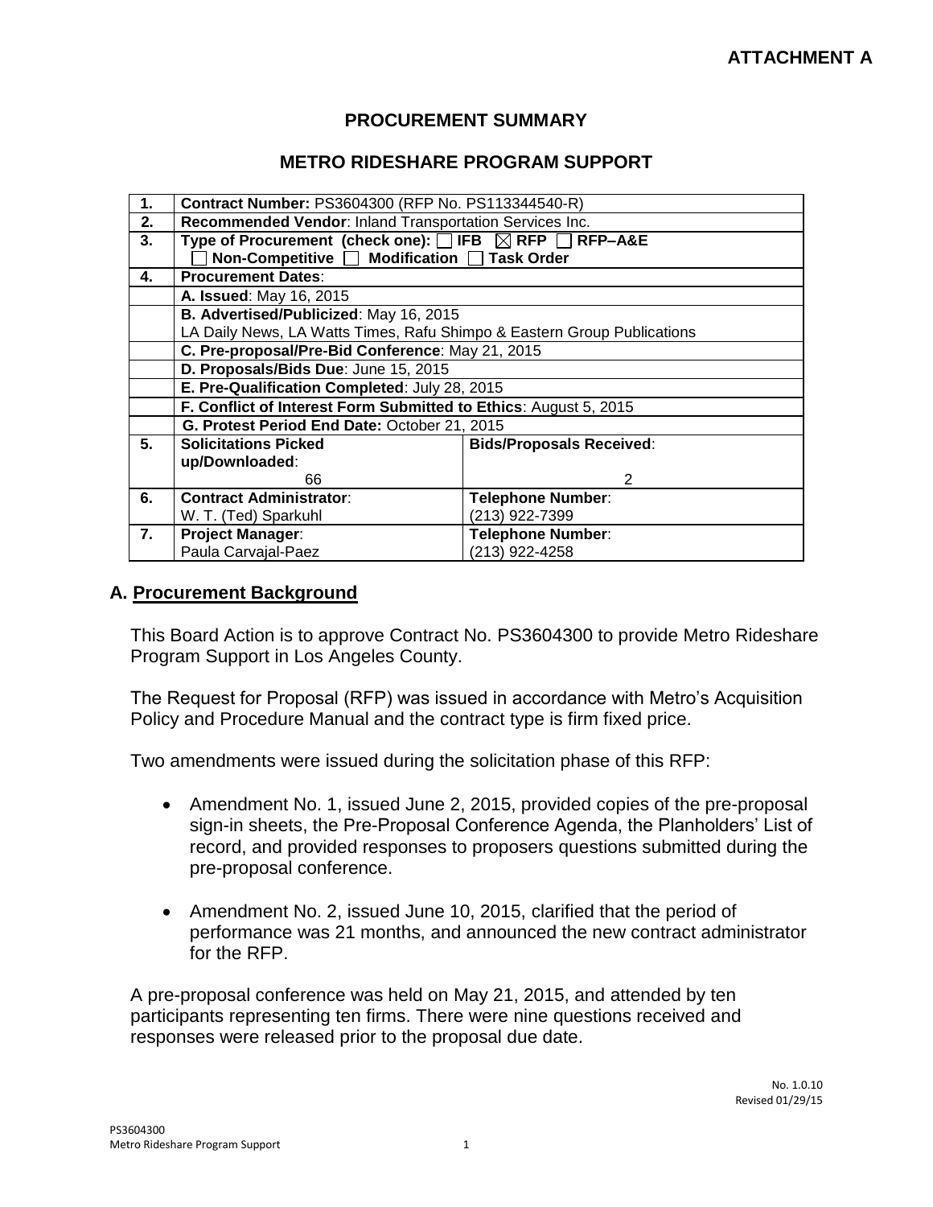**ATTACHMENT A**

## PROCUREMENT SUMMARY

## METRO RIDESHARE PROGRAM SUPPORT

| | | |
|---|---|---|
| **1.** | **Contract Number:** PS3604300 (RFP No. PS113344540-R) | |
| **2.** | **Recommended Vendor**: Inland Transportation Services Inc. | |
| **3.** | **Type of Procurement (check one):** ☐ IFB ☒ RFP ☐ RFP–A&E<br>☐ Non-Competitive ☐ Modification ☐ Task Order | |
| **4.** | **Procurement Dates**: | |
| | **A. Issued**: May 16, 2015 | |
| | **B. Advertised/Publicized**: May 16, 2015<br>LA Daily News, LA Watts Times, Rafu Shimpo & Eastern Group Publications | |
| | **C. Pre-proposal/Pre-Bid Conference**: May 21, 2015 | |
| | **D. Proposals/Bids Due**: June 15, 2015 | |
| | **E. Pre-Qualification Completed**: July 28, 2015 | |
| | **F. Conflict of Interest Form Submitted to Ethics**: August 5, 2015 | |
| | **G. Protest Period End Date:** October 21, 2015 | |
| **5.** | **Solicitations Picked up/Downloaded**:<br>66 | **Bids/Proposals Received**:<br>2 |
| **6.** | **Contract Administrator**:<br>W. T. (Ted) Sparkuhl | **Telephone Number**:<br>(213) 922-7399 |
| **7.** | **Project Manager**:<br>Paula Carvajal-Paez | **Telephone Number**:<br>(213) 922-4258 |

## A. Procurement Background

This Board Action is to approve Contract No. PS3604300 to provide Metro Rideshare Program Support in Los Angeles County.

The Request for Proposal (RFP) was issued in accordance with Metro's Acquisition Policy and Procedure Manual and the contract type is firm fixed price.

Two amendments were issued during the solicitation phase of this RFP:

- Amendment No. 1, issued June 2, 2015, provided copies of the pre-proposal sign-in sheets, the Pre-Proposal Conference Agenda, the Planholders' List of record, and provided responses to proposers questions submitted during the pre-proposal conference.
- Amendment No. 2, issued June 10, 2015, clarified that the period of performance was 21 months, and announced the new contract administrator for the RFP.

A pre-proposal conference was held on May 21, 2015, and attended by ten participants representing ten firms. There were nine questions received and responses were released prior to the proposal due date.

No. 1.0.10
Revised 01/29/15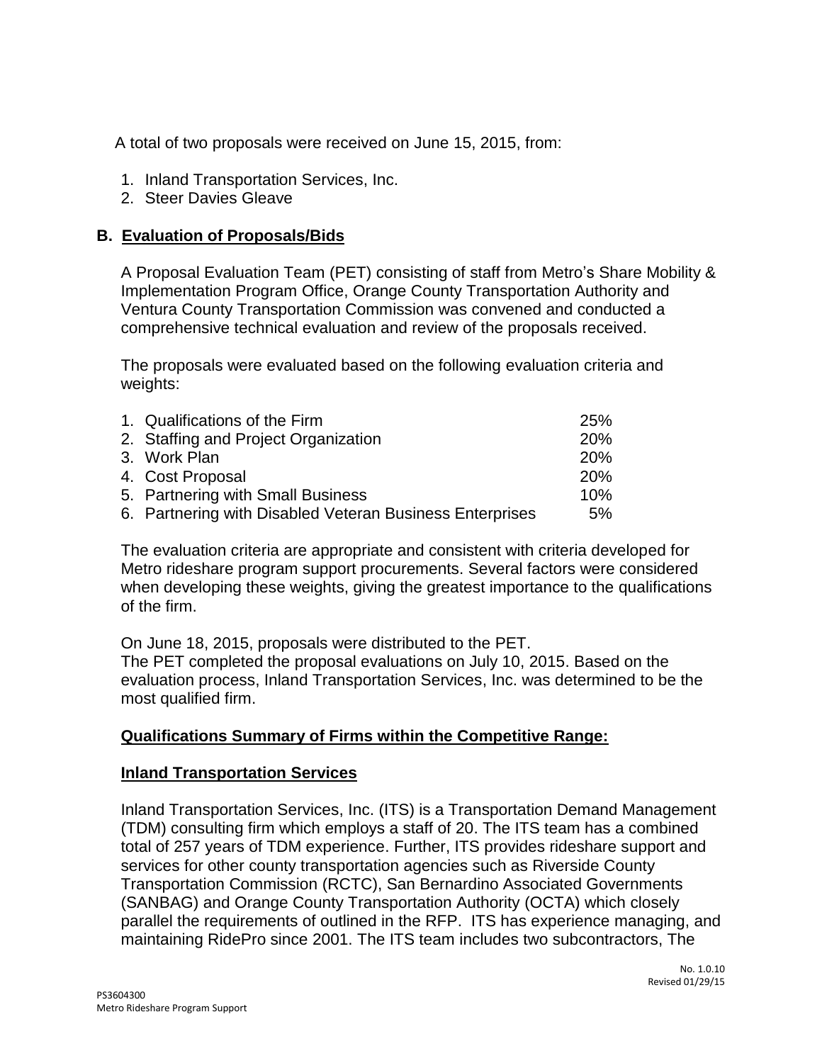A total of two proposals were received on June 15, 2015, from:

1. Inland Transportation Services, Inc.
2. Steer Davies Gleave

## B. Evaluation of Proposals/Bids

A Proposal Evaluation Team (PET) consisting of staff from Metro's Share Mobility & Implementation Program Office, Orange County Transportation Authority and Ventura County Transportation Commission was convened and conducted a comprehensive technical evaluation and review of the proposals received.

The proposals were evaluated based on the following evaluation criteria and weights:

| | |
|---|---|
| 1. Qualifications of the Firm | 25% |
| 2. Staffing and Project Organization | 20% |
| 3. Work Plan | 20% |
| 4. Cost Proposal | 20% |
| 5. Partnering with Small Business | 10% |
| 6. Partnering with Disabled Veteran Business Enterprises | 5% |

The evaluation criteria are appropriate and consistent with criteria developed for Metro rideshare program support procurements. Several factors were considered when developing these weights, giving the greatest importance to the qualifications of the firm.

On June 18, 2015, proposals were distributed to the PET.
The PET completed the proposal evaluations on July 10, 2015. Based on the evaluation process, Inland Transportation Services, Inc. was determined to be the most qualified firm.

**Qualifications Summary of Firms within the Competitive Range:**

**Inland Transportation Services**

Inland Transportation Services, Inc. (ITS) is a Transportation Demand Management (TDM) consulting firm which employs a staff of 20. The ITS team has a combined total of 257 years of TDM experience. Further, ITS provides rideshare support and services for other county transportation agencies such as Riverside County Transportation Commission (RCTC), San Bernardino Associated Governments (SANBAG) and Orange County Transportation Authority (OCTA) which closely parallel the requirements of outlined in the RFP. ITS has experience managing, and maintaining RidePro since 2001. The ITS team includes two subcontractors, The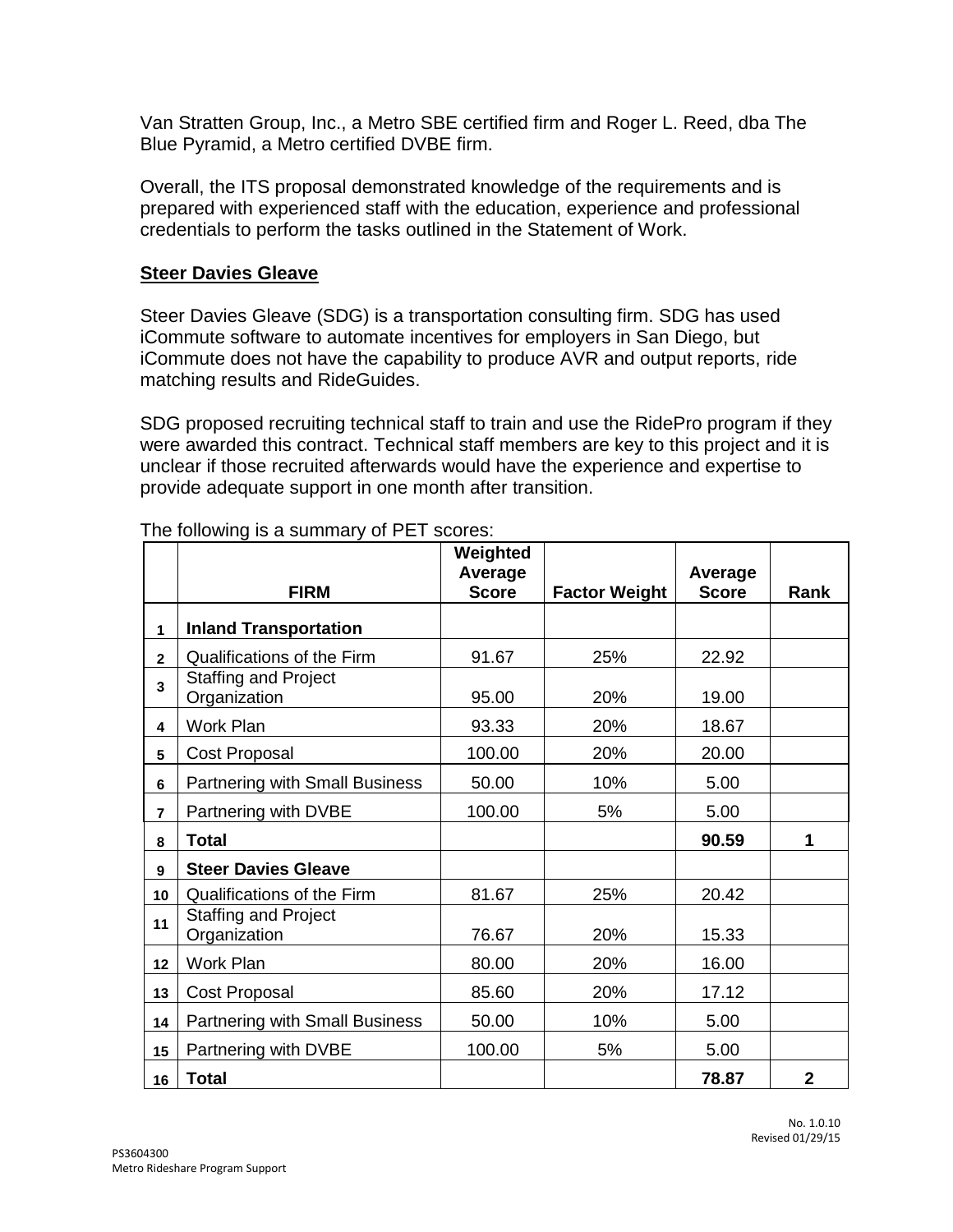Van Stratten Group, Inc., a Metro SBE certified firm and Roger L. Reed, dba The Blue Pyramid, a Metro certified DVBE firm.

Overall, the ITS proposal demonstrated knowledge of the requirements and is prepared with experienced staff with the education, experience and professional credentials to perform the tasks outlined in the Statement of Work.

**Steer Davies Gleave**

Steer Davies Gleave (SDG) is a transportation consulting firm. SDG has used iCommute software to automate incentives for employers in San Diego, but iCommute does not have the capability to produce AVR and output reports, ride matching results and RideGuides.

SDG proposed recruiting technical staff to train and use the RidePro program if they were awarded this contract. Technical staff members are key to this project and it is unclear if those recruited afterwards would have the experience and expertise to provide adequate support in one month after transition.

The following is a summary of PET scores:

| | FIRM | Weighted Average Score | Factor Weight | Average Score | Rank |
|---|---|---|---|---|---|
| 1 | **Inland Transportation** | | | | |
| 2 | Qualifications of the Firm | 91.67 | 25% | 22.92 | |
| 3 | Staffing and Project Organization | 95.00 | 20% | 19.00 | |
| 4 | Work Plan | 93.33 | 20% | 18.67 | |
| 5 | Cost Proposal | 100.00 | 20% | 20.00 | |
| 6 | Partnering with Small Business | 50.00 | 10% | 5.00 | |
| 7 | Partnering with DVBE | 100.00 | 5% | 5.00 | |
| 8 | **Total** | | | **90.59** | **1** |
| 9 | **Steer Davies Gleave** | | | | |
| 10 | Qualifications of the Firm | 81.67 | 25% | 20.42 | |
| 11 | Staffing and Project Organization | 76.67 | 20% | 15.33 | |
| 12 | Work Plan | 80.00 | 20% | 16.00 | |
| 13 | Cost Proposal | 85.60 | 20% | 17.12 | |
| 14 | Partnering with Small Business | 50.00 | 10% | 5.00 | |
| 15 | Partnering with DVBE | 100.00 | 5% | 5.00 | |
| 16 | **Total** | | | **78.87** | **2** |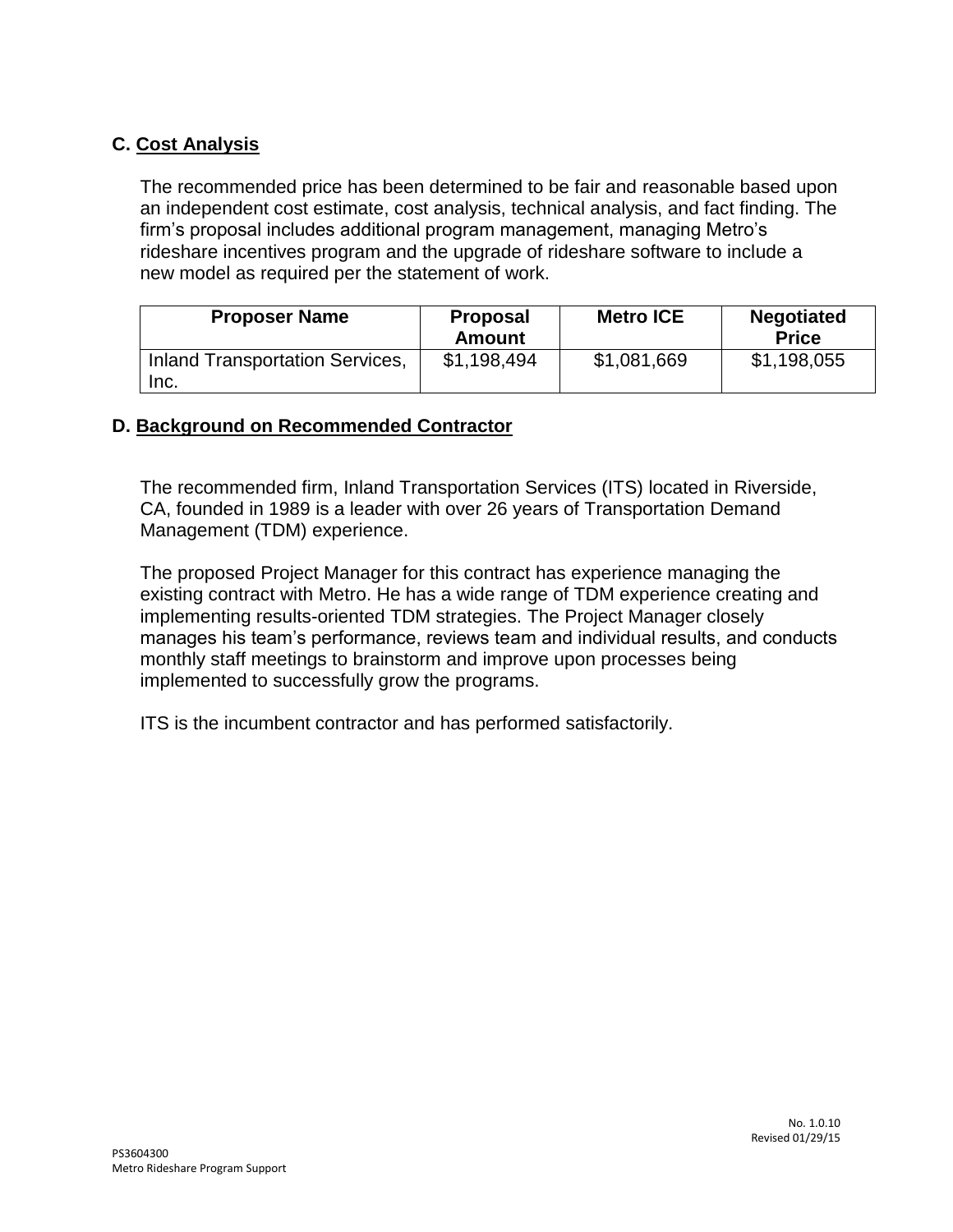## C. Cost Analysis

The recommended price has been determined to be fair and reasonable based upon an independent cost estimate, cost analysis, technical analysis, and fact finding. The firm's proposal includes additional program management, managing Metro's rideshare incentives program and the upgrade of rideshare software to include a new model as required per the statement of work.

| Proposer Name | Proposal Amount | Metro ICE | Negotiated Price |
| --- | --- | --- | --- |
| Inland Transportation Services, Inc. | $1,198,494 | $1,081,669 | $1,198,055 |

## D. Background on Recommended Contractor

The recommended firm, Inland Transportation Services (ITS) located in Riverside, CA, founded in 1989 is a leader with over 26 years of Transportation Demand Management (TDM) experience.

The proposed Project Manager for this contract has experience managing the existing contract with Metro. He has a wide range of TDM experience creating and implementing results-oriented TDM strategies. The Project Manager closely manages his team's performance, reviews team and individual results, and conducts monthly staff meetings to brainstorm and improve upon processes being implemented to successfully grow the programs.

ITS is the incumbent contractor and has performed satisfactorily.